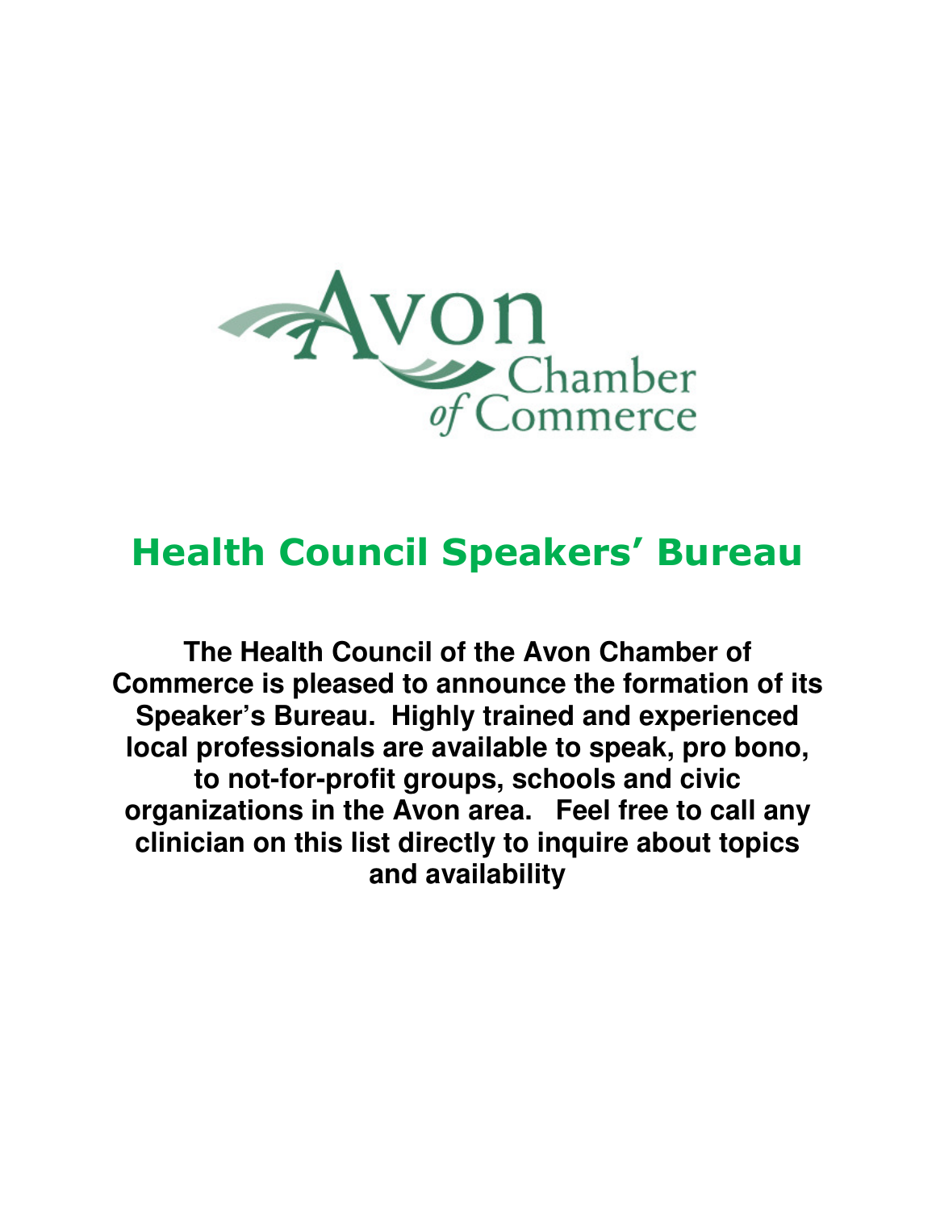Avon Chamber of Commerce

# Health Council Speakers' Bureau

**The Health Council of the Avon Chamber of Commerce is pleased to announce the formation of its Speaker's Bureau. Highly trained and experienced local professionals are available to speak, pro bono, to not-for-profit groups, schools and civic organizations in the Avon area. Feel free to call any clinician on this list directly to inquire about topics and availability**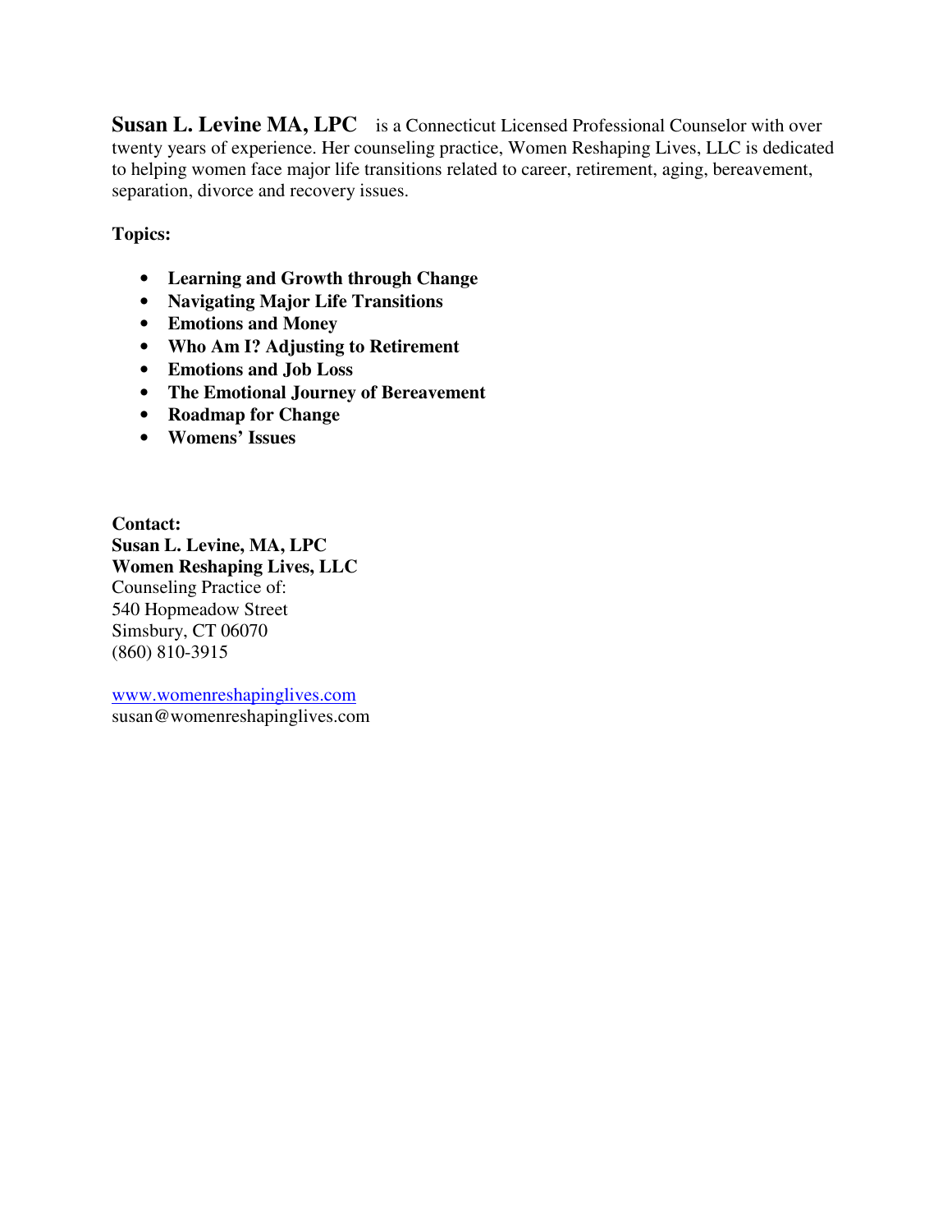**Susan L. Levine MA, LPC** is a Connecticut Licensed Professional Counselor with over twenty years of experience. Her counseling practice, Women Reshaping Lives, LLC is dedicated to helping women face major life transitions related to career, retirement, aging, bereavement, separation, divorce and recovery issues.

**Topics:**

- **Learning and Growth through Change**
- **Navigating Major Life Transitions**
- **Emotions and Money**
- **Who Am I? Adjusting to Retirement**
- **Emotions and Job Loss**
- **The Emotional Journey of Bereavement**
- **Roadmap for Change**
- **Womens' Issues**

**Contact:**
**Susan L. Levine, MA, LPC**
**Women Reshaping Lives, LLC**
Counseling Practice of:
540 Hopmeadow Street
Simsbury, CT 06070
(860) 810-3915

www.womenreshapinglives.com
susan@womenreshapinglives.com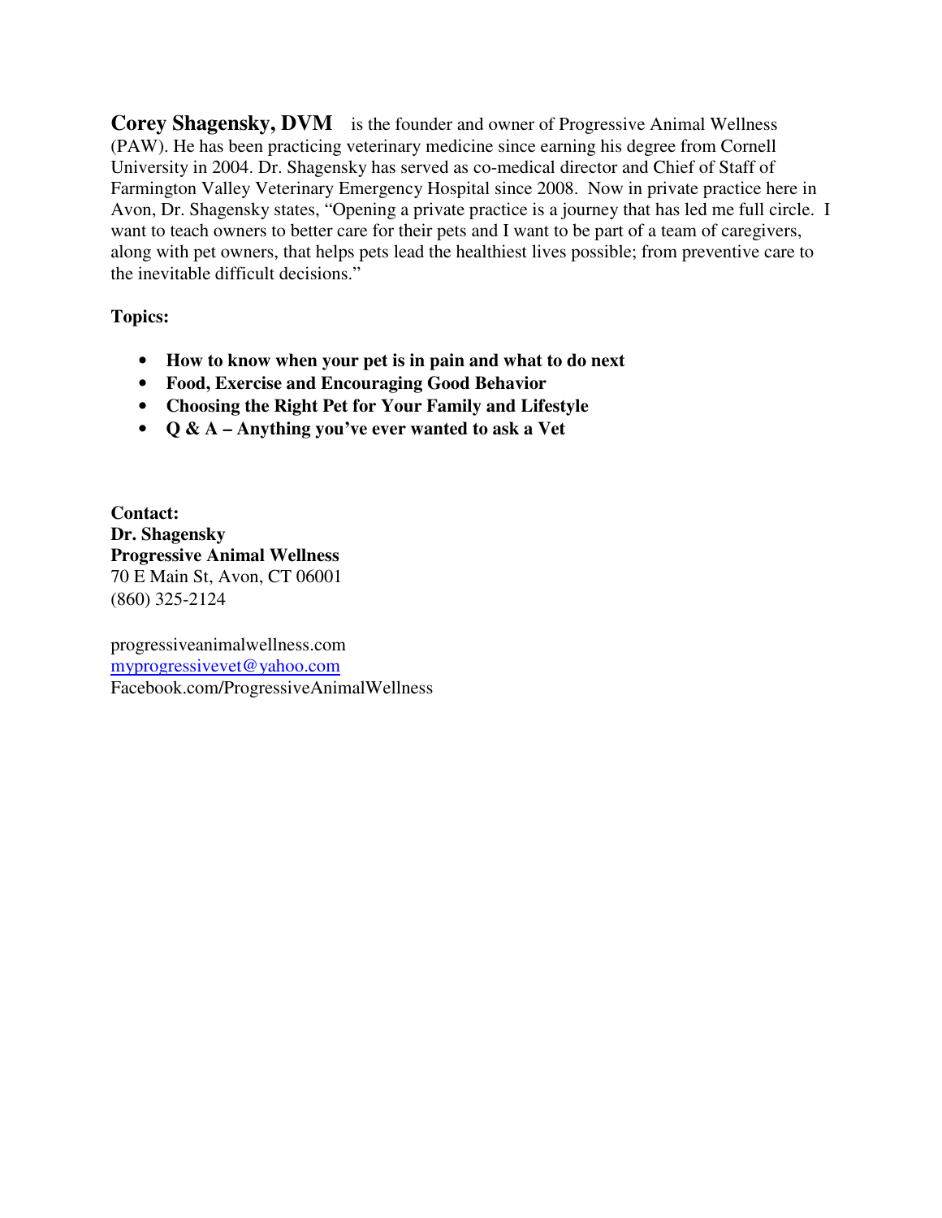**Corey Shagensky, DVM** is the founder and owner of Progressive Animal Wellness (PAW). He has been practicing veterinary medicine since earning his degree from Cornell University in 2004. Dr. Shagensky has served as co-medical director and Chief of Staff of Farmington Valley Veterinary Emergency Hospital since 2008. Now in private practice here in Avon, Dr. Shagensky states, "Opening a private practice is a journey that has led me full circle. I want to teach owners to better care for their pets and I want to be part of a team of caregivers, along with pet owners, that helps pets lead the healthiest lives possible; from preventive care to the inevitable difficult decisions."

**Topics:**

- **How to know when your pet is in pain and what to do next**
- **Food, Exercise and Encouraging Good Behavior**
- **Choosing the Right Pet for Your Family and Lifestyle**
- **Q & A – Anything you've ever wanted to ask a Vet**

**Contact:**
**Dr. Shagensky**
**Progressive Animal Wellness**
70 E Main St, Avon, CT 06001
(860) 325-2124

progressiveanimalwellness.com
myprogressivevet@yahoo.com
Facebook.com/ProgressiveAnimalWellness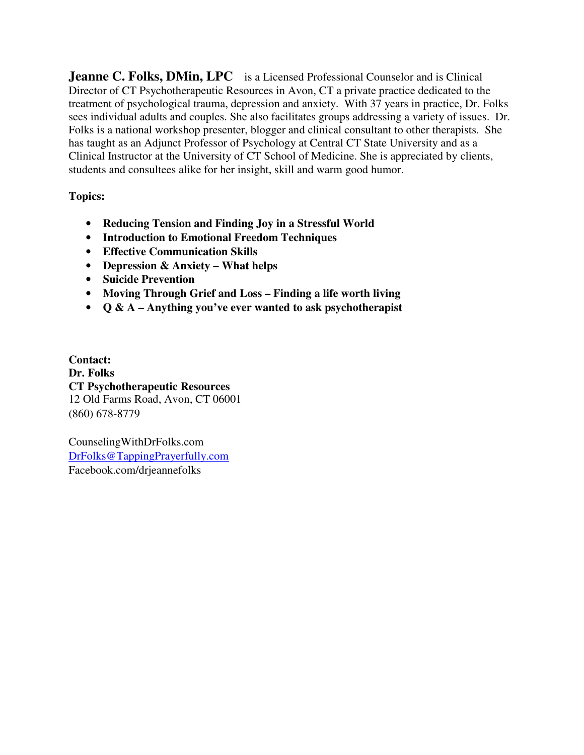**Jeanne C. Folks, DMin, LPC** is a Licensed Professional Counselor and is Clinical Director of CT Psychotherapeutic Resources in Avon, CT a private practice dedicated to the treatment of psychological trauma, depression and anxiety. With 37 years in practice, Dr. Folks sees individual adults and couples. She also facilitates groups addressing a variety of issues. Dr. Folks is a national workshop presenter, blogger and clinical consultant to other therapists. She has taught as an Adjunct Professor of Psychology at Central CT State University and as a Clinical Instructor at the University of CT School of Medicine. She is appreciated by clients, students and consultees alike for her insight, skill and warm good humor.

**Topics:**

- **Reducing Tension and Finding Joy in a Stressful World**
- **Introduction to Emotional Freedom Techniques**
- **Effective Communication Skills**
- **Depression & Anxiety – What helps**
- **Suicide Prevention**
- **Moving Through Grief and Loss – Finding a life worth living**
- **Q & A – Anything you've ever wanted to ask psychotherapist**

**Contact:**
**Dr. Folks**
**CT Psychotherapeutic Resources**
12 Old Farms Road, Avon, CT 06001
(860) 678-8779

CounselingWithDrFolks.com
DrFolks@TappingPrayerfully.com
Facebook.com/drjeannefolks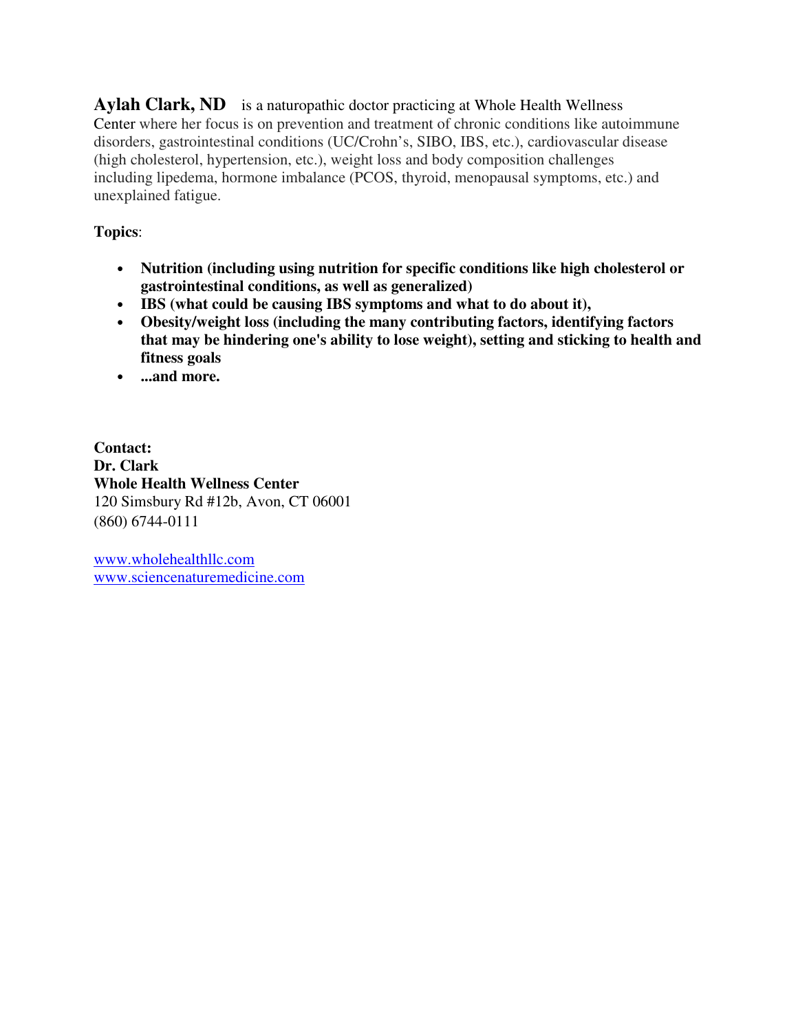**Aylah Clark, ND** is a naturopathic doctor practicing at Whole Health Wellness Center where her focus is on prevention and treatment of chronic conditions like autoimmune disorders, gastrointestinal conditions (UC/Crohn's, SIBO, IBS, etc.), cardiovascular disease (high cholesterol, hypertension, etc.), weight loss and body composition challenges including lipedema, hormone imbalance (PCOS, thyroid, menopausal symptoms, etc.) and unexplained fatigue.

**Topics**:

- **Nutrition (including using nutrition for specific conditions like high cholesterol or gastrointestinal conditions, as well as generalized)**
- **IBS (what could be causing IBS symptoms and what to do about it),**
- **Obesity/weight loss (including the many contributing factors, identifying factors that may be hindering one's ability to lose weight), setting and sticking to health and fitness goals**
- **...and more.**

**Contact:**
**Dr. Clark**
**Whole Health Wellness Center**
120 Simsbury Rd #12b, Avon, CT 06001
(860) 6744-0111

www.wholehealthllc.com
www.sciencenaturemedicine.com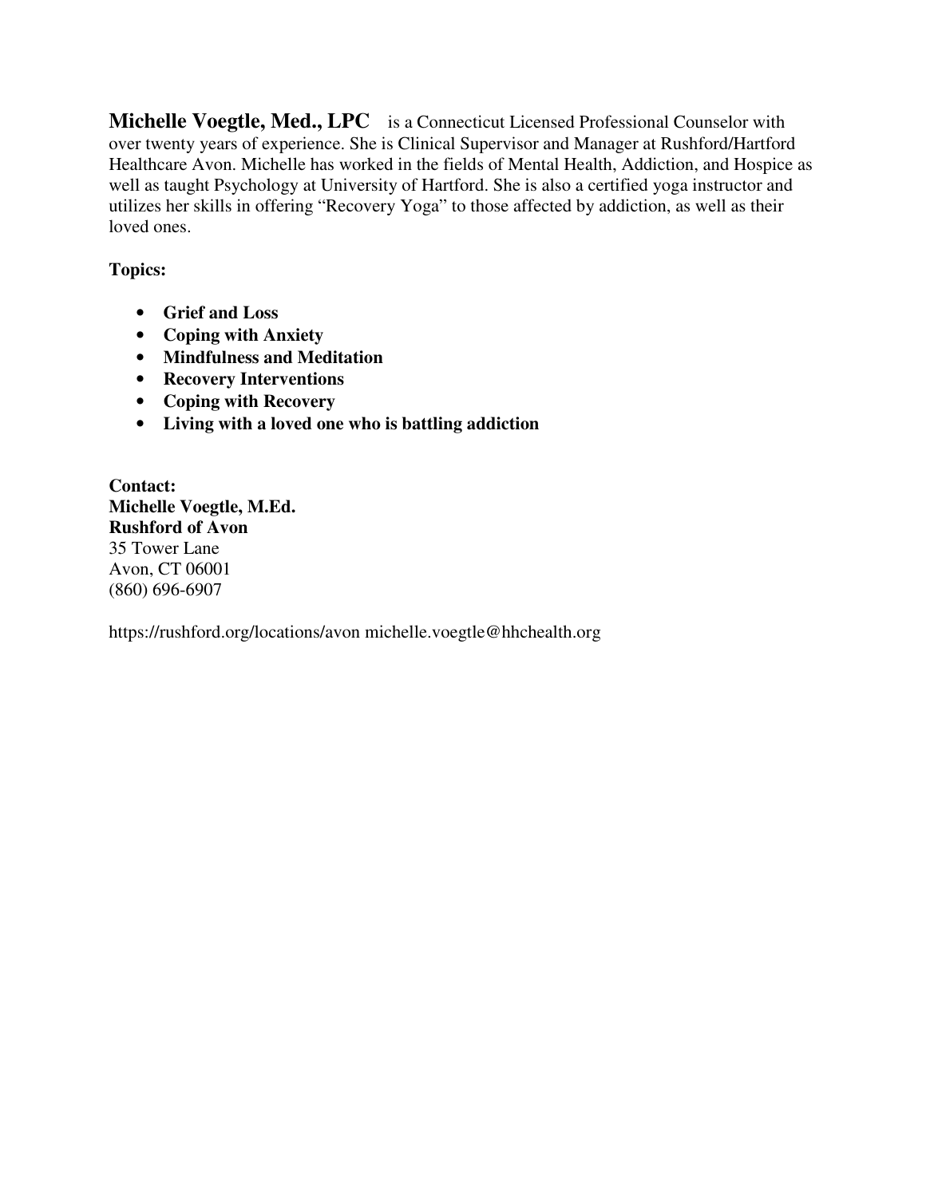**Michelle Voegtle, Med., LPC** is a Connecticut Licensed Professional Counselor with over twenty years of experience. She is Clinical Supervisor and Manager at Rushford/Hartford Healthcare Avon. Michelle has worked in the fields of Mental Health, Addiction, and Hospice as well as taught Psychology at University of Hartford. She is also a certified yoga instructor and utilizes her skills in offering "Recovery Yoga" to those affected by addiction, as well as their loved ones.

**Topics:**

- **Grief and Loss**
- **Coping with Anxiety**
- **Mindfulness and Meditation**
- **Recovery Interventions**
- **Coping with Recovery**
- **Living with a loved one who is battling addiction**

**Contact:**
**Michelle Voegtle, M.Ed.**
**Rushford of Avon**
35 Tower Lane
Avon, CT 06001
(860) 696-6907

https://rushford.org/locations/avon michelle.voegtle@hhchealth.org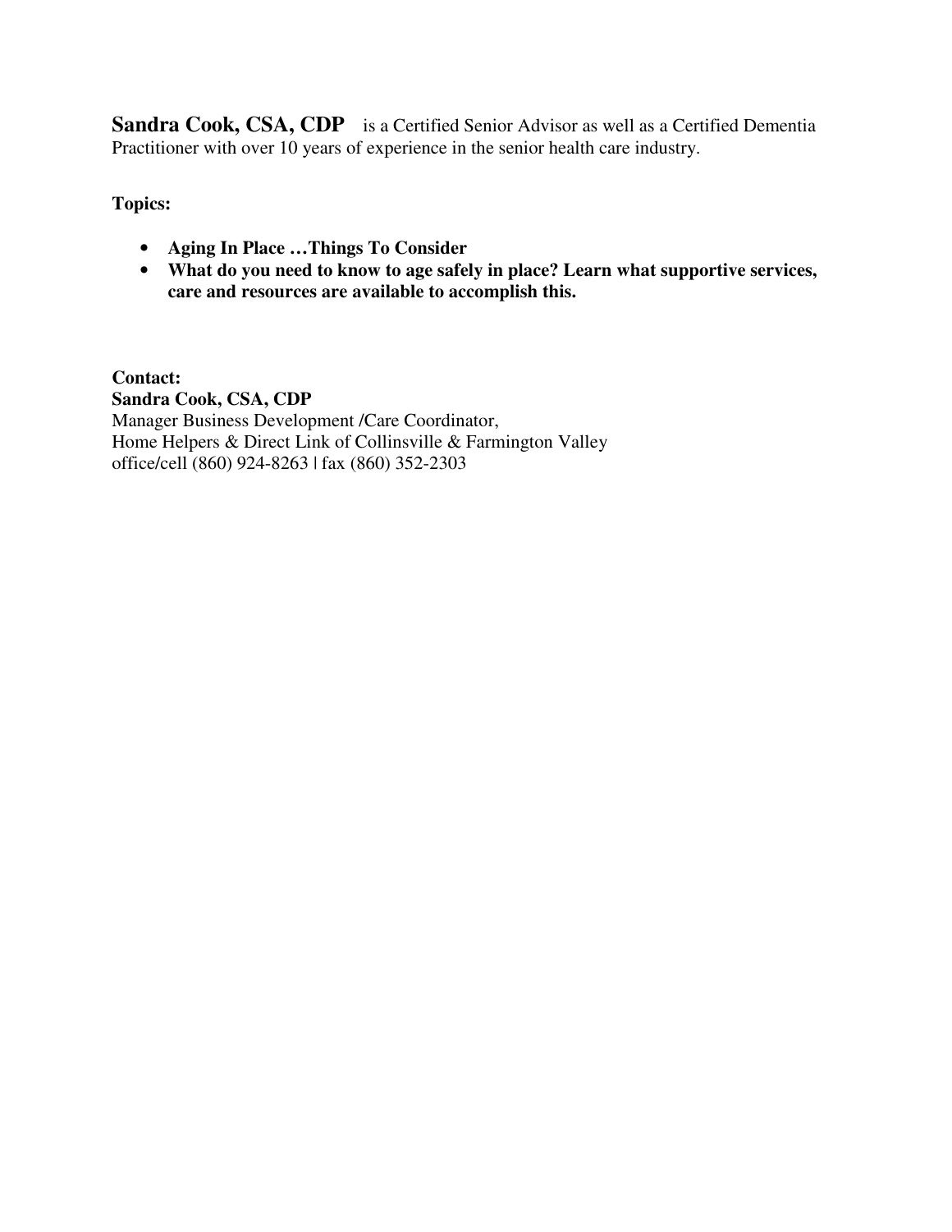**Sandra Cook, CSA, CDP** is a Certified Senior Advisor as well as a Certified Dementia Practitioner with over 10 years of experience in the senior health care industry.

**Topics:**

- **Aging In Place …Things To Consider**
- **What do you need to know to age safely in place? Learn what supportive services, care and resources are available to accomplish this.**

**Contact:**
**Sandra Cook, CSA, CDP**
Manager Business Development /Care Coordinator,
Home Helpers & Direct Link of Collinsville & Farmington Valley
office/cell (860) 924-8263 | fax (860) 352-2303